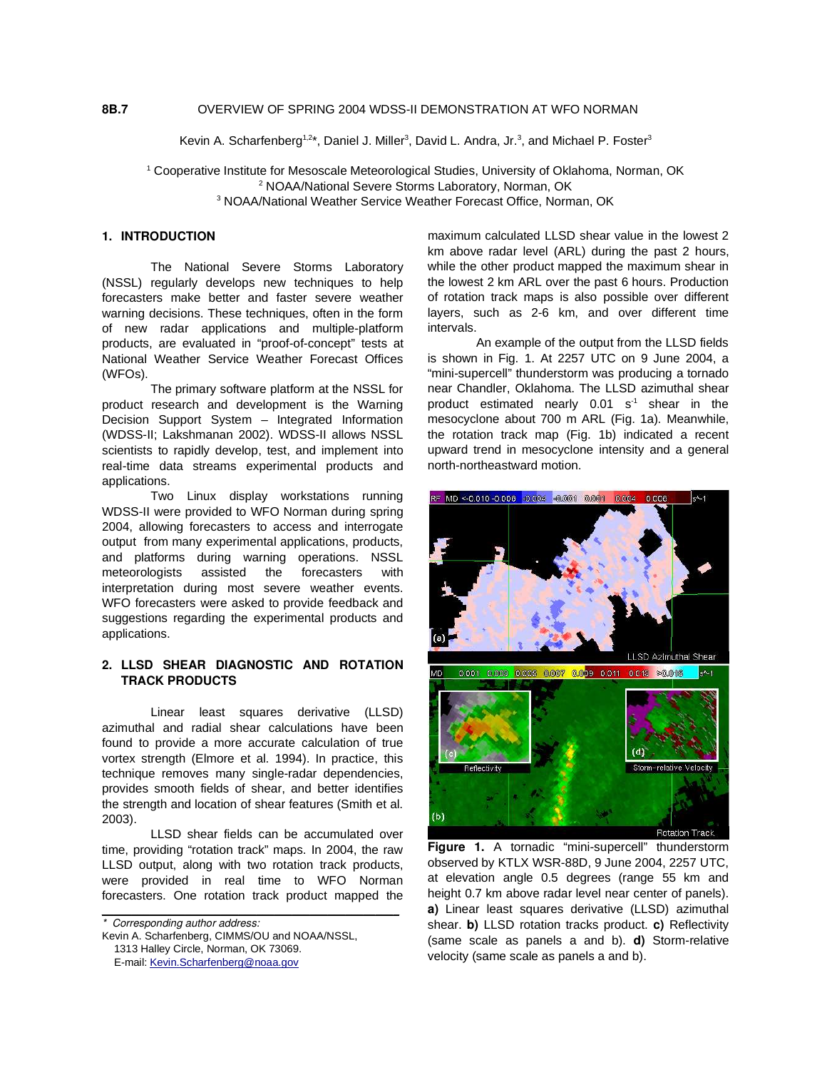**8B.7** OVERVIEW OF SPRING 2004 WDSS-II DEMONSTRATION AT WFO NORMAN

Kevin A. Scharfenberg[1,2]*, Daniel J. Miller[3], David L. Andra, Jr.[3], and Michael P. Foster[3]

[1] Cooperative Institute for Mesoscale Meteorological Studies, University of Oklahoma, Norman, OK
[2] NOAA/National Severe Storms Laboratory, Norman, OK
[3] NOAA/National Weather Service Weather Forecast Office, Norman, OK

## 1. INTRODUCTION

The National Severe Storms Laboratory (NSSL) regularly develops new techniques to help forecasters make better and faster severe weather warning decisions. These techniques, often in the form of new radar applications and multiple-platform products, are evaluated in "proof-of-concept" tests at National Weather Service Weather Forecast Offices (WFOs).

The primary software platform at the NSSL for product research and development is the Warning Decision Support System – Integrated Information (WDSS-II; Lakshmanan 2002). WDSS-II allows NSSL scientists to rapidly develop, test, and implement into real-time data streams experimental products and applications.

Two Linux display workstations running WDSS-II were provided to WFO Norman during spring 2004, allowing forecasters to access and interrogate output from many experimental applications, products, and platforms during warning operations. NSSL meteorologists assisted the forecasters with interpretation during most severe weather events. WFO forecasters were asked to provide feedback and suggestions regarding the experimental products and applications.

## 2. LLSD SHEAR DIAGNOSTIC AND ROTATION TRACK PRODUCTS

Linear least squares derivative (LLSD) azimuthal and radial shear calculations have been found to provide a more accurate calculation of true vortex strength (Elmore et al. 1994). In practice, this technique removes many single-radar dependencies, provides smooth fields of shear, and better identifies the strength and location of shear features (Smith et al. 2003).

LLSD shear fields can be accumulated over time, providing "rotation track" maps. In 2004, the raw LLSD output, along with two rotation track products, were provided in real time to WFO Norman forecasters. One rotation track product mapped the maximum calculated LLSD shear value in the lowest 2 km above radar level (ARL) during the past 2 hours, while the other product mapped the maximum shear in the lowest 2 km ARL over the past 6 hours. Production of rotation track maps is also possible over different layers, such as 2-6 km, and over different time intervals.

An example of the output from the LLSD fields is shown in Fig. 1. At 2257 UTC on 9 June 2004, a "mini-supercell" thunderstorm was producing a tornado near Chandler, Oklahoma. The LLSD azimuthal shear product estimated nearly 0.01 $s^{-1}$ shear in the mesocyclone about 700 m ARL (Fig. 1a). Meanwhile, the rotation track map (Fig. 1b) indicated a recent upward trend in mesocyclone intensity and a general north-northeastward motion.

**Figure 1.** A tornadic "mini-supercell" thunderstorm observed by KTLX WSR-88D, 9 June 2004, 2257 UTC, at elevation angle 0.5 degrees (range 55 km and height 0.7 km above radar level near center of panels). **a)** Linear least squares derivative (LLSD) azimuthal shear. **b)** LLSD rotation tracks product. **c)** Reflectivity (same scale as panels a and b). **d)** Storm-relative velocity (same scale as panels a and b).

\* *Corresponding author address:*
Kevin A. Scharfenberg, CIMMS/OU and NOAA/NSSL, 1313 Halley Circle, Norman, OK 73069.
E-mail: Kevin.Scharfenberg@noaa.gov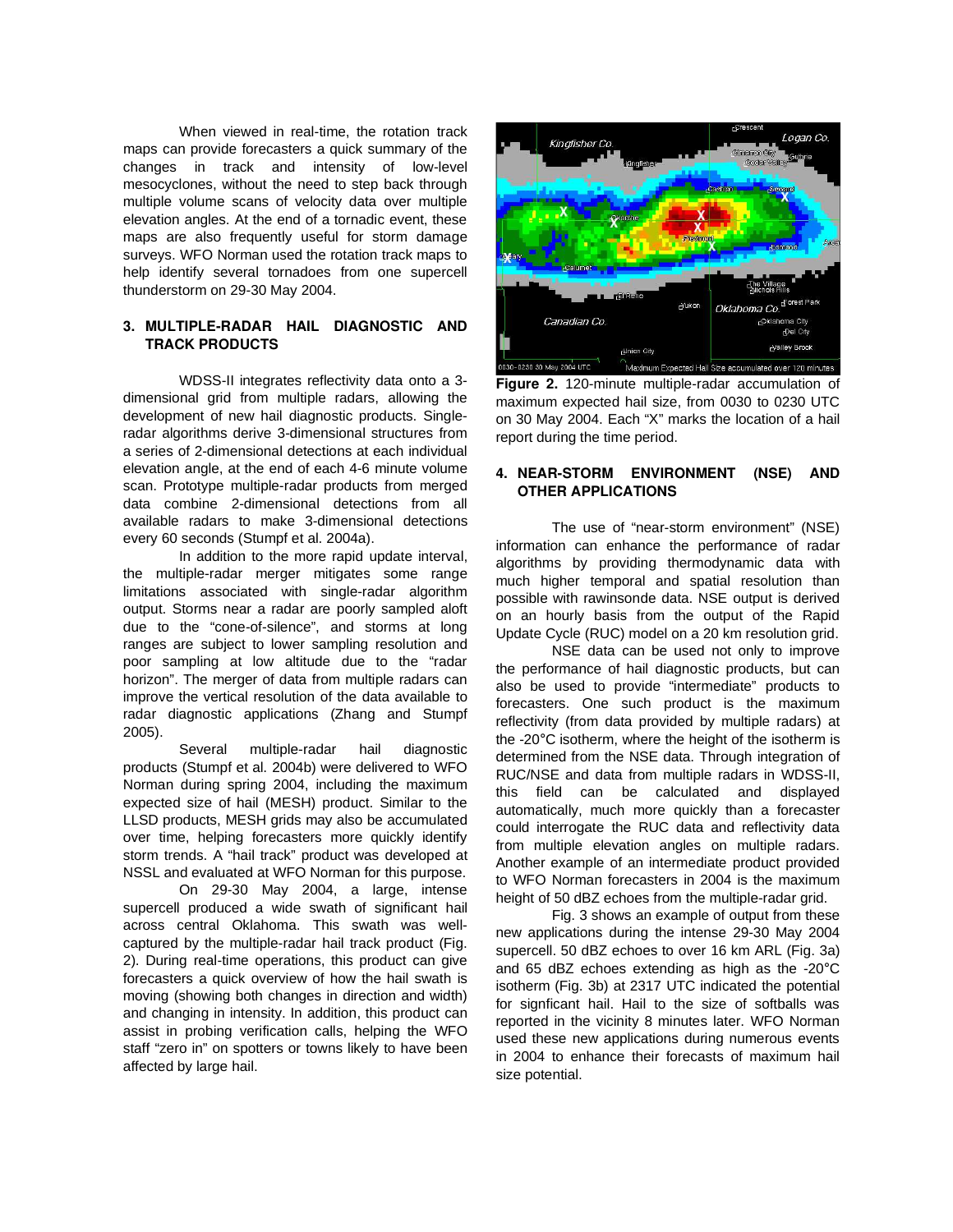When viewed in real-time, the rotation track maps can provide forecasters a quick summary of the changes in track and intensity of low-level mesocyclones, without the need to step back through multiple volume scans of velocity data over multiple elevation angles. At the end of a tornadic event, these maps are also frequently useful for storm damage surveys. WFO Norman used the rotation track maps to help identify several tornadoes from one supercell thunderstorm on 29-30 May 2004.

## 3. MULTIPLE-RADAR HAIL DIAGNOSTIC AND TRACK PRODUCTS

WDSS-II integrates reflectivity data onto a 3-dimensional grid from multiple radars, allowing the development of new hail diagnostic products. Single-radar algorithms derive 3-dimensional structures from a series of 2-dimensional detections at each individual elevation angle, at the end of each 4-6 minute volume scan. Prototype multiple-radar products from merged data combine 2-dimensional detections from all available radars to make 3-dimensional detections every 60 seconds (Stumpf et al. 2004a).

In addition to the more rapid update interval, the multiple-radar merger mitigates some range limitations associated with single-radar algorithm output. Storms near a radar are poorly sampled aloft due to the "cone-of-silence", and storms at long ranges are subject to lower sampling resolution and poor sampling at low altitude due to the "radar horizon". The merger of data from multiple radars can improve the vertical resolution of the data available to radar diagnostic applications (Zhang and Stumpf 2005).

Several multiple-radar hail diagnostic products (Stumpf et al. 2004b) were delivered to WFO Norman during spring 2004, including the maximum expected size of hail (MESH) product. Similar to the LLSD products, MESH grids may also be accumulated over time, helping forecasters more quickly identify storm trends. A "hail track" product was developed at NSSL and evaluated at WFO Norman for this purpose.

On 29-30 May 2004, a large, intense supercell produced a wide swath of significant hail across central Oklahoma. This swath was well-captured by the multiple-radar hail track product (Fig. 2). During real-time operations, this product can give forecasters a quick overview of how the hail swath is moving (showing both changes in direction and width) and changing in intensity. In addition, this product can assist in probing verification calls, helping the WFO staff "zero in" on spotters or towns likely to have been affected by large hail.

**Figure 2.** 120-minute multiple-radar accumulation of maximum expected hail size, from 0030 to 0230 UTC on 30 May 2004. Each "X" marks the location of a hail report during the time period.

## 4. NEAR-STORM ENVIRONMENT (NSE) AND OTHER APPLICATIONS

The use of "near-storm environment" (NSE) information can enhance the performance of radar algorithms by providing thermodynamic data with much higher temporal and spatial resolution than possible with rawinsonde data. NSE output is derived on an hourly basis from the output of the Rapid Update Cycle (RUC) model on a 20 km resolution grid.

NSE data can be used not only to improve the performance of hail diagnostic products, but can also be used to provide "intermediate" products to forecasters. One such product is the maximum reflectivity (from data provided by multiple radars) at the -20°C isotherm, where the height of the isotherm is determined from the NSE data. Through integration of RUC/NSE and data from multiple radars in WDSS-II, this field can be calculated and displayed automatically, much more quickly than a forecaster could interrogate the RUC data and reflectivity data from multiple elevation angles on multiple radars. Another example of an intermediate product provided to WFO Norman forecasters in 2004 is the maximum height of 50 dBZ echoes from the multiple-radar grid.

Fig. 3 shows an example of output from these new applications during the intense 29-30 May 2004 supercell. 50 dBZ echoes to over 16 km ARL (Fig. 3a) and 65 dBZ echoes extending as high as the -20°C isotherm (Fig. 3b) at 2317 UTC indicated the potential for signficant hail. Hail to the size of softballs was reported in the vicinity 8 minutes later. WFO Norman used these new applications during numerous events in 2004 to enhance their forecasts of maximum hail size potential.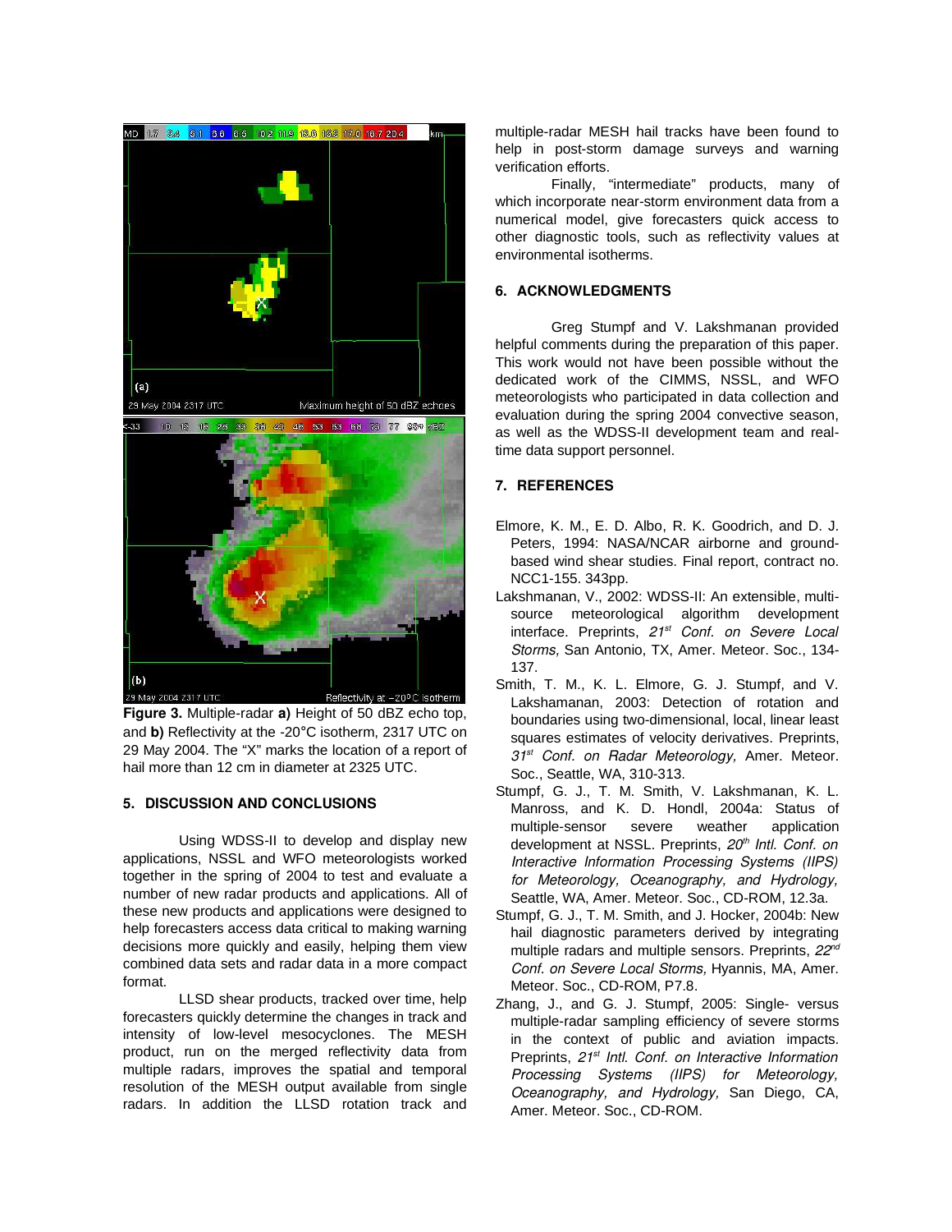MD 1.7 3.4 5.1 6.8 8.5 10.2 11.9 13.6 15.3 17.0 18.7 20.4 km

(a)

29 May 2004 2317 UTC

Maximum height of 50 dBZ echoes

<-33 10 13 18 23 28 33 38 43 48 53 58 63 68 73 77 83+ dBZ

(b)

29 May 2004 2317 UTC

Reflectivity at -20°C isotherm

**Figure 3.** Multiple-radar **a)** Height of 50 dBZ echo top, and **b)** Reflectivity at the -20°C isotherm, 2317 UTC on 29 May 2004. The "X" marks the location of a report of hail more than 12 cm in diameter at 2325 UTC.

## 5. DISCUSSION AND CONCLUSIONS

Using WDSS-II to develop and display new applications, NSSL and WFO meteorologists worked together in the spring of 2004 to test and evaluate a number of new radar products and applications. All of these new products and applications were designed to help forecasters access data critical to making warning decisions more quickly and easily, helping them view combined data sets and radar data in a more compact format.

LLSD shear products, tracked over time, help forecasters quickly determine the changes in track and intensity of low-level mesocyclones. The MESH product, run on the merged reflectivity data from multiple radars, improves the spatial and temporal resolution of the MESH output available from single radars. In addition the LLSD rotation track and multiple-radar MESH hail tracks have been found to help in post-storm damage surveys and warning verification efforts.

Finally, "intermediate" products, many of which incorporate near-storm environment data from a numerical model, give forecasters quick access to other diagnostic tools, such as reflectivity values at environmental isotherms.

## 6. ACKNOWLEDGMENTS

Greg Stumpf and V. Lakshmanan provided helpful comments during the preparation of this paper. This work would not have been possible without the dedicated work of the CIMMS, NSSL, and WFO meteorologists who participated in data collection and evaluation during the spring 2004 convective season, as well as the WDSS-II development team and real-time data support personnel.

## 7. REFERENCES

Elmore, K. M., E. D. Albo, R. K. Goodrich, and D. J. Peters, 1994: NASA/NCAR airborne and ground-based wind shear studies. Final report, contract no. NCC1-155. 343pp.

Lakshmanan, V., 2002: WDSS-II: An extensible, multi-source meteorological algorithm development interface. Preprints, *21st Conf. on Severe Local Storms,* San Antonio, TX, Amer. Meteor. Soc., 134-137.

Smith, T. M., K. L. Elmore, G. J. Stumpf, and V. Lakshamanan, 2003: Detection of rotation and boundaries using two-dimensional, local, linear least squares estimates of velocity derivatives. Preprints, *31st Conf. on Radar Meteorology,* Amer. Meteor. Soc., Seattle, WA, 310-313.

Stumpf, G. J., T. M. Smith, V. Lakshmanan, K. L. Manross, and K. D. Hondl, 2004a: Status of multiple-sensor severe weather application development at NSSL. Preprints, *20th Intl. Conf. on Interactive Information Processing Systems (IIPS) for Meteorology, Oceanography, and Hydrology,* Seattle, WA, Amer. Meteor. Soc., CD-ROM, 12.3a.

Stumpf, G. J., T. M. Smith, and J. Hocker, 2004b: New hail diagnostic parameters derived by integrating multiple radars and multiple sensors. Preprints, *22nd Conf. on Severe Local Storms,* Hyannis, MA, Amer. Meteor. Soc., CD-ROM, P7.8.

Zhang, J., and G. J. Stumpf, 2005: Single- versus multiple-radar sampling efficiency of severe storms in the context of public and aviation impacts. Preprints, *21st Intl. Conf. on Interactive Information Processing Systems (IIPS) for Meteorology, Oceanography, and Hydrology,* San Diego, CA, Amer. Meteor. Soc., CD-ROM.